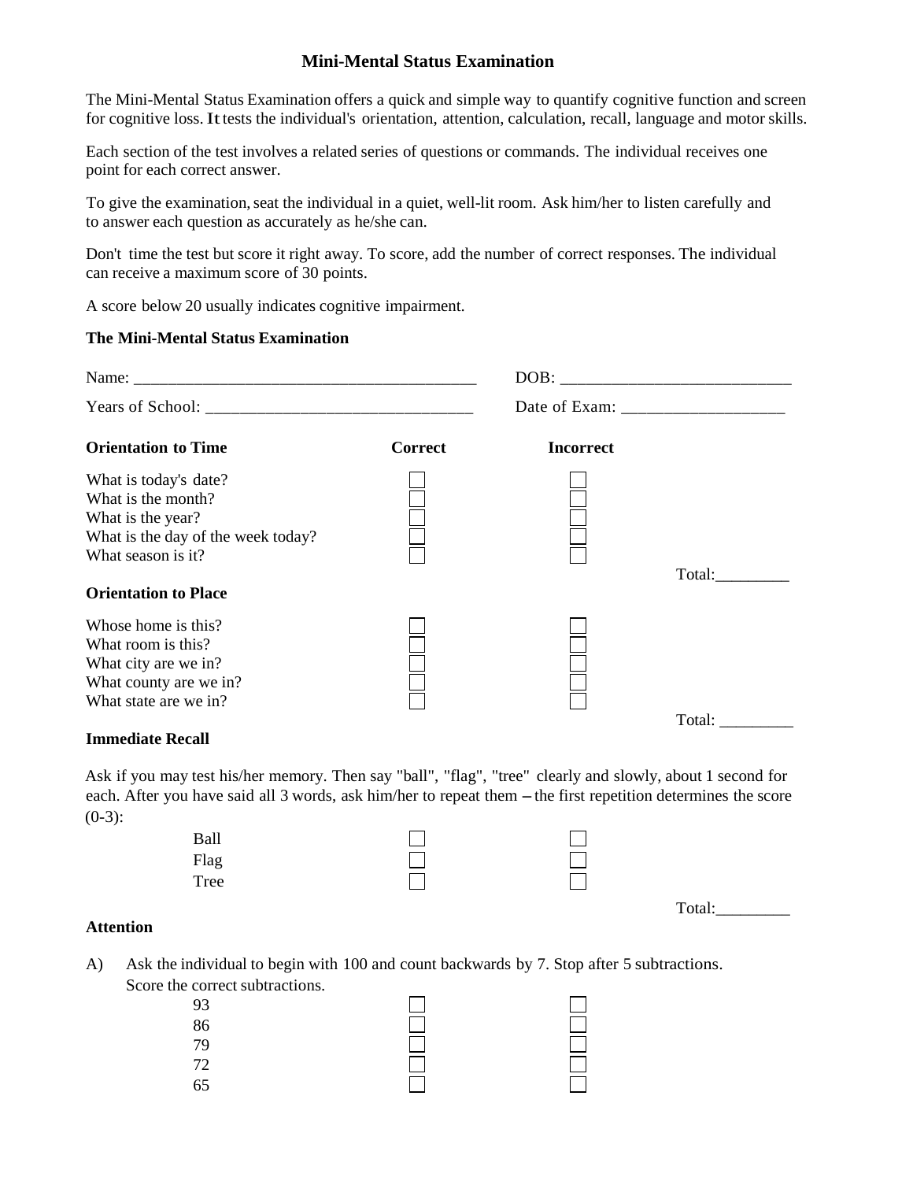# Mini-Mental Status Examination

The Mini-Mental Status Examination offers a quick and simple way to quantify cognitive function and screen for cognitive loss. It tests the individual's orientation, attention, calculation, recall, language and motor skills.

Each section of the test involves a related series of questions or commands. The individual receives one point for each correct answer.

To give the examination, seat the individual in a quiet, well-lit room. Ask him/her to listen carefully and to answer each question as accurately as he/she can.

Don't time the test but score it right away. To score, add the number of correct responses. The individual can receive a maximum score of 30 points.

A score below 20 usually indicates cognitive impairment.

**The Mini-Mental Status Examination**

Name: ________________________________________ DOB: ___________________________

Years of School: ______________________________ Date of Exam: ___________________

| **Orientation to Time** | **Correct** | **Incorrect** | |
|---|---|---|---|
| What is today's date? | ☐ | ☐ | |
| What is the month? | ☐ | ☐ | |
| What is the year? | ☐ | ☐ | |
| What is the day of the week today? | ☐ | ☐ | |
| What season is it? | ☐ | ☐ | |
| | | | Total:_________ |

**Orientation to Place**

| | | | |
|---|---|---|---|
| Whose home is this? | ☐ | ☐ | |
| What room is this? | ☐ | ☐ | |
| What city are we in? | ☐ | ☐ | |
| What county are we in? | ☐ | ☐ | |
| What state are we in? | ☐ | ☐ | |
| | | | Total: _________ |

**Immediate Recall**

Ask if you may test his/her memory. Then say "ball", "flag", "tree" clearly and slowly, about 1 second for each. After you have said all 3 words, ask him/her to repeat them – the first repetition determines the score (0-3):

| | | | |
|---|---|---|---|
| Ball | ☐ | ☐ | |
| Flag | ☐ | ☐ | |
| Tree | ☐ | ☐ | |
| | | | Total:_________ |

**Attention**

A) Ask the individual to begin with 100 and count backwards by 7. Stop after 5 subtractions. Score the correct subtractions.

| | | |
|---|---|---|
| 93 | ☐ | ☐ |
| 86 | ☐ | ☐ |
| 79 | ☐ | ☐ |
| 72 | ☐ | ☐ |
| 65 | ☐ | ☐ |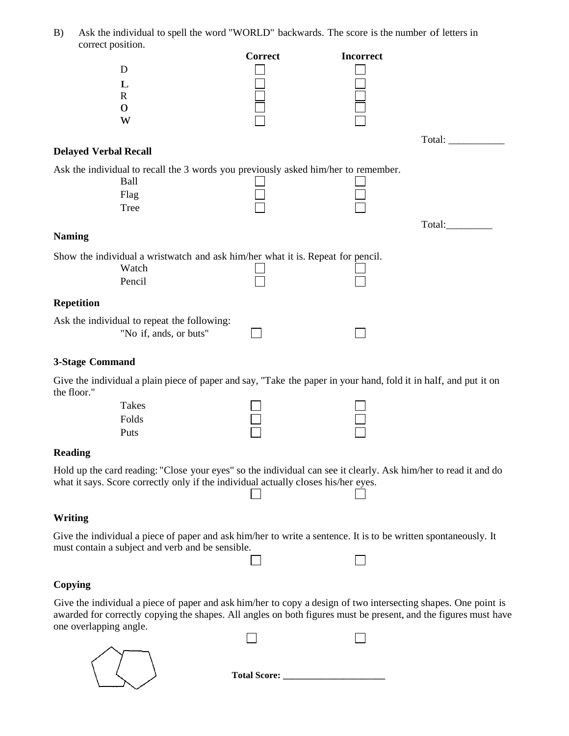B) Ask the individual to spell the word "WORLD" backwards. The score is the number of letters in correct position.

| | Correct | Incorrect |
|---|---|---|
| D | ☐ | ☐ |
| L | ☐ | ☐ |
| R | ☐ | ☐ |
| O | ☐ | ☐ |
| W | ☐ | ☐ |

Total: ___________

**Delayed Verbal Recall**

Ask the individual to recall the 3 words you previously asked him/her to remember.

| | | |
|---|---|---|
| Ball | ☐ | ☐ |
| Flag | ☐ | ☐ |
| Tree | ☐ | ☐ |

Total:_________

**Naming**

Show the individual a wristwatch and ask him/her what it is. Repeat for pencil.

| | | |
|---|---|---|
| Watch | ☐ | ☐ |
| Pencil | ☐ | ☐ |

**Repetition**

Ask the individual to repeat the following:

| | | |
|---|---|---|
| "No if, ands, or buts" | ☐ | ☐ |

**3-Stage Command**

Give the individual a plain piece of paper and say, "Take the paper in your hand, fold it in half, and put it on the floor."

| | | |
|---|---|---|
| Takes | ☐ | ☐ |
| Folds | ☐ | ☐ |
| Puts | ☐ | ☐ |

**Reading**

Hold up the card reading: "Close your eyes" so the individual can see it clearly. Ask him/her to read it and do what it says. Score correctly only if the individual actually closes his/her eyes.

☐ ☐

**Writing**

Give the individual a piece of paper and ask him/her to write a sentence. It is to be written spontaneously. It must contain a subject and verb and be sensible.

☐ ☐

**Copying**

Give the individual a piece of paper and ask him/her to copy a design of two intersecting shapes. One point is awarded for correctly copying the shapes. All angles on both figures must be present, and the figures must have one overlapping angle.

☐ ☐

**Total Score: _____________________**